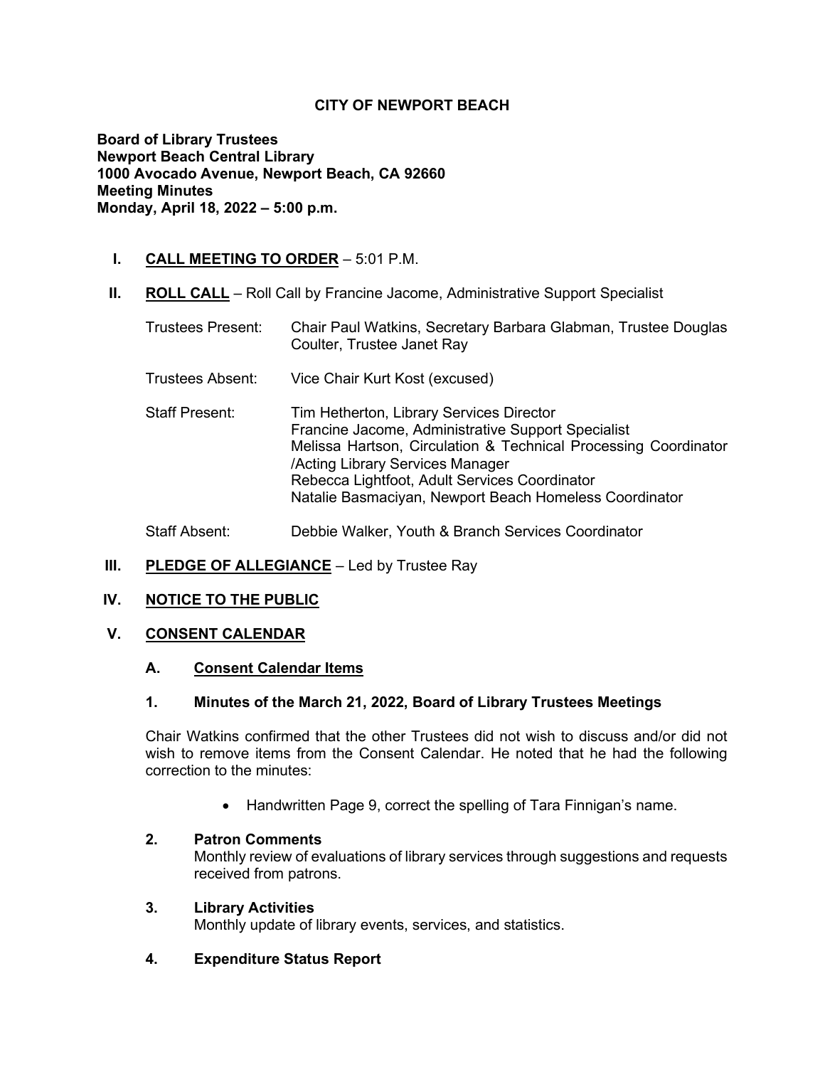**CITY OF NEWPORT BEACH**

**Board of Library Trustees**
**Newport Beach Central Library**
**1000 Avocado Avenue, Newport Beach, CA 92660**
**Meeting Minutes**
**Monday, April 18, 2022 – 5:00 p.m.**

## I. CALL MEETING TO ORDER – 5:01 P.M.

## II. ROLL CALL – Roll Call by Francine Jacome, Administrative Support Specialist

Trustees Present: Chair Paul Watkins, Secretary Barbara Glabman, Trustee Douglas Coulter, Trustee Janet Ray

Trustees Absent: Vice Chair Kurt Kost (excused)

Staff Present: Tim Hetherton, Library Services Director
Francine Jacome, Administrative Support Specialist
Melissa Hartson, Circulation & Technical Processing Coordinator /Acting Library Services Manager
Rebecca Lightfoot, Adult Services Coordinator
Natalie Basmaciyan, Newport Beach Homeless Coordinator

Staff Absent: Debbie Walker, Youth & Branch Services Coordinator

## III. PLEDGE OF ALLEGIANCE – Led by Trustee Ray

## IV. NOTICE TO THE PUBLIC

## V. CONSENT CALENDAR

### A. Consent Calendar Items

### 1. Minutes of the March 21, 2022, Board of Library Trustees Meetings

Chair Watkins confirmed that the other Trustees did not wish to discuss and/or did not wish to remove items from the Consent Calendar. He noted that he had the following correction to the minutes:

- Handwritten Page 9, correct the spelling of Tara Finnigan's name.

### 2. Patron Comments

Monthly review of evaluations of library services through suggestions and requests received from patrons.

### 3. Library Activities

Monthly update of library events, services, and statistics.

### 4. Expenditure Status Report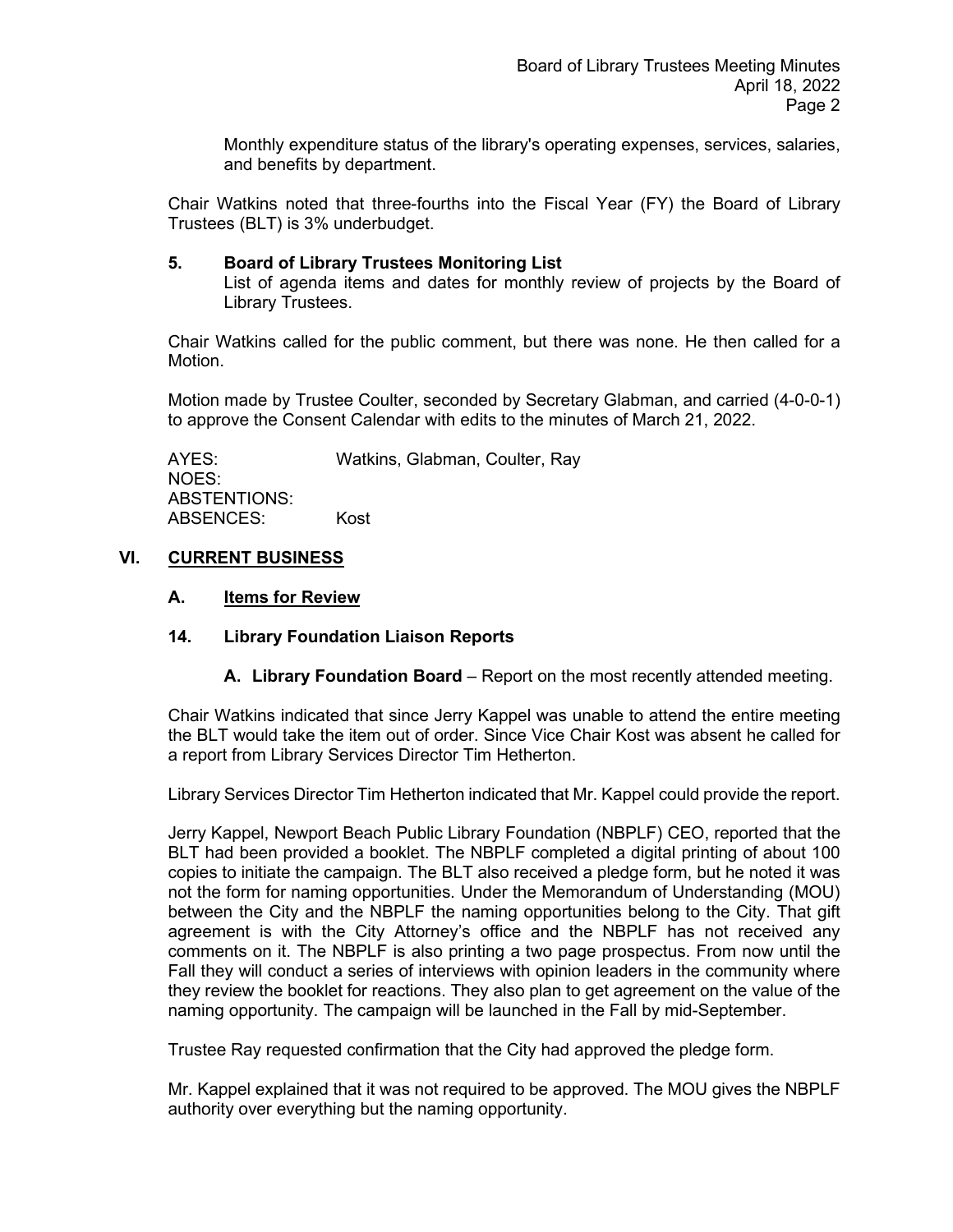Monthly expenditure status of the library's operating expenses, services, salaries, and benefits by department.

Chair Watkins noted that three-fourths into the Fiscal Year (FY) the Board of Library Trustees (BLT) is 3% underbudget.

**5. Board of Library Trustees Monitoring List**

List of agenda items and dates for monthly review of projects by the Board of Library Trustees.

Chair Watkins called for the public comment, but there was none. He then called for a Motion.

Motion made by Trustee Coulter, seconded by Secretary Glabman, and carried (4-0-0-1) to approve the Consent Calendar with edits to the minutes of March 21, 2022.

AYES: Watkins, Glabman, Coulter, Ray
NOES:
ABSTENTIONS:
ABSENCES: Kost

## VI. CURRENT BUSINESS

### A. Items for Review

### 14. Library Foundation Liaison Reports

**A. Library Foundation Board** – Report on the most recently attended meeting.

Chair Watkins indicated that since Jerry Kappel was unable to attend the entire meeting the BLT would take the item out of order. Since Vice Chair Kost was absent he called for a report from Library Services Director Tim Hetherton.

Library Services Director Tim Hetherton indicated that Mr. Kappel could provide the report.

Jerry Kappel, Newport Beach Public Library Foundation (NBPLF) CEO, reported that the BLT had been provided a booklet. The NBPLF completed a digital printing of about 100 copies to initiate the campaign. The BLT also received a pledge form, but he noted it was not the form for naming opportunities. Under the Memorandum of Understanding (MOU) between the City and the NBPLF the naming opportunities belong to the City. That gift agreement is with the City Attorney's office and the NBPLF has not received any comments on it. The NBPLF is also printing a two page prospectus. From now until the Fall they will conduct a series of interviews with opinion leaders in the community where they review the booklet for reactions. They also plan to get agreement on the value of the naming opportunity. The campaign will be launched in the Fall by mid-September.

Trustee Ray requested confirmation that the City had approved the pledge form.

Mr. Kappel explained that it was not required to be approved. The MOU gives the NBPLF authority over everything but the naming opportunity.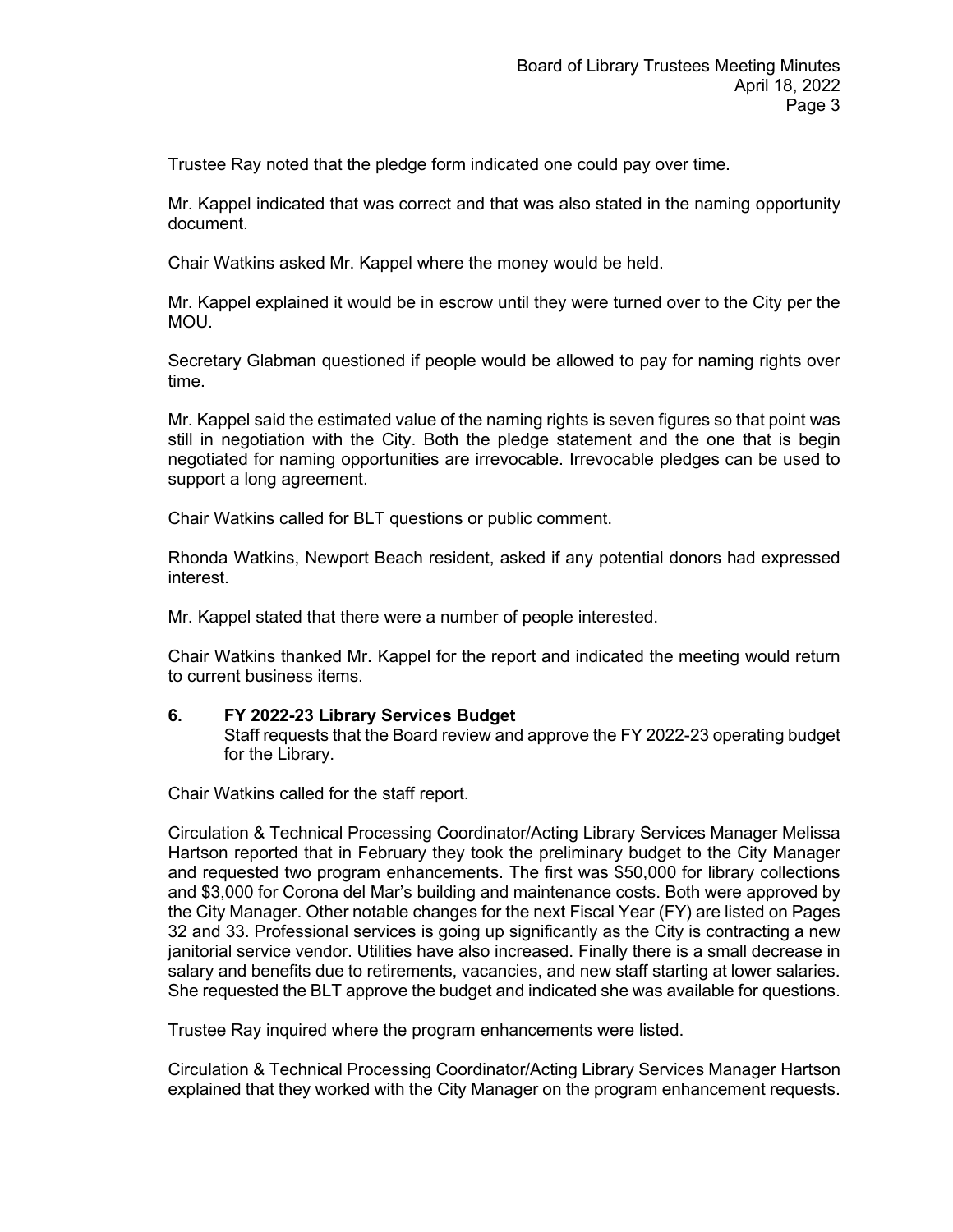Trustee Ray noted that the pledge form indicated one could pay over time.

Mr. Kappel indicated that was correct and that was also stated in the naming opportunity document.

Chair Watkins asked Mr. Kappel where the money would be held.

Mr. Kappel explained it would be in escrow until they were turned over to the City per the MOU.

Secretary Glabman questioned if people would be allowed to pay for naming rights over time.

Mr. Kappel said the estimated value of the naming rights is seven figures so that point was still in negotiation with the City. Both the pledge statement and the one that is begin negotiated for naming opportunities are irrevocable. Irrevocable pledges can be used to support a long agreement.

Chair Watkins called for BLT questions or public comment.

Rhonda Watkins, Newport Beach resident, asked if any potential donors had expressed interest.

Mr. Kappel stated that there were a number of people interested.

Chair Watkins thanked Mr. Kappel for the report and indicated the meeting would return to current business items.

**6. FY 2022-23 Library Services Budget**

Staff requests that the Board review and approve the FY 2022-23 operating budget for the Library.

Chair Watkins called for the staff report.

Circulation & Technical Processing Coordinator/Acting Library Services Manager Melissa Hartson reported that in February they took the preliminary budget to the City Manager and requested two program enhancements. The first was $50,000 for library collections and $3,000 for Corona del Mar's building and maintenance costs. Both were approved by the City Manager. Other notable changes for the next Fiscal Year (FY) are listed on Pages 32 and 33. Professional services is going up significantly as the City is contracting a new janitorial service vendor. Utilities have also increased. Finally there is a small decrease in salary and benefits due to retirements, vacancies, and new staff starting at lower salaries. She requested the BLT approve the budget and indicated she was available for questions.

Trustee Ray inquired where the program enhancements were listed.

Circulation & Technical Processing Coordinator/Acting Library Services Manager Hartson explained that they worked with the City Manager on the program enhancement requests.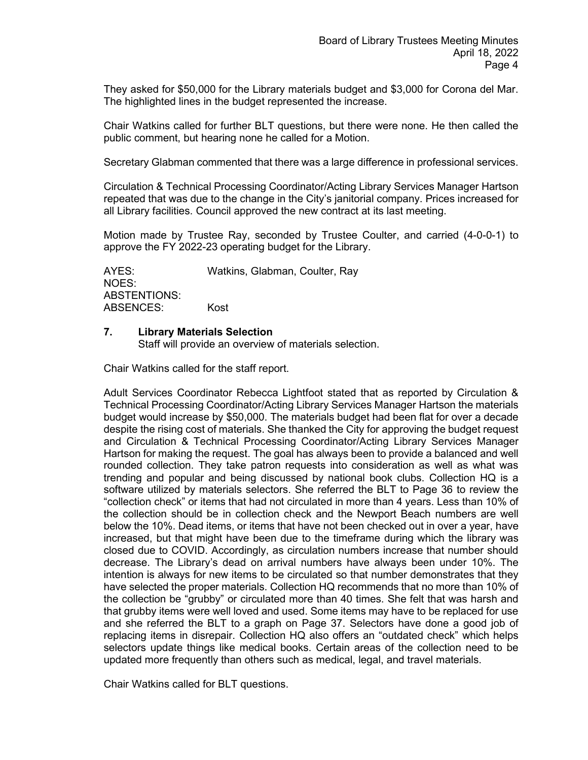They asked for $50,000 for the Library materials budget and $3,000 for Corona del Mar. The highlighted lines in the budget represented the increase.

Chair Watkins called for further BLT questions, but there were none. He then called the public comment, but hearing none he called for a Motion.

Secretary Glabman commented that there was a large difference in professional services.

Circulation & Technical Processing Coordinator/Acting Library Services Manager Hartson repeated that was due to the change in the City's janitorial company. Prices increased for all Library facilities. Council approved the new contract at its last meeting.

Motion made by Trustee Ray, seconded by Trustee Coulter, and carried (4-0-0-1) to approve the FY 2022-23 operating budget for the Library.

| | |
|---|---|
| AYES: | Watkins, Glabman, Coulter, Ray |
| NOES: | |
| ABSTENTIONS: | |
| ABSENCES: | Kost |

### 7. Library Materials Selection

Staff will provide an overview of materials selection.

Chair Watkins called for the staff report.

Adult Services Coordinator Rebecca Lightfoot stated that as reported by Circulation & Technical Processing Coordinator/Acting Library Services Manager Hartson the materials budget would increase by $50,000. The materials budget had been flat for over a decade despite the rising cost of materials. She thanked the City for approving the budget request and Circulation & Technical Processing Coordinator/Acting Library Services Manager Hartson for making the request. The goal has always been to provide a balanced and well rounded collection. They take patron requests into consideration as well as what was trending and popular and being discussed by national book clubs. Collection HQ is a software utilized by materials selectors. She referred the BLT to Page 36 to review the "collection check" or items that had not circulated in more than 4 years. Less than 10% of the collection should be in collection check and the Newport Beach numbers are well below the 10%. Dead items, or items that have not been checked out in over a year, have increased, but that might have been due to the timeframe during which the library was closed due to COVID. Accordingly, as circulation numbers increase that number should decrease. The Library's dead on arrival numbers have always been under 10%. The intention is always for new items to be circulated so that number demonstrates that they have selected the proper materials. Collection HQ recommends that no more than 10% of the collection be "grubby" or circulated more than 40 times. She felt that was harsh and that grubby items were well loved and used. Some items may have to be replaced for use and she referred the BLT to a graph on Page 37. Selectors have done a good job of replacing items in disrepair. Collection HQ also offers an "outdated check" which helps selectors update things like medical books. Certain areas of the collection need to be updated more frequently than others such as medical, legal, and travel materials.

Chair Watkins called for BLT questions.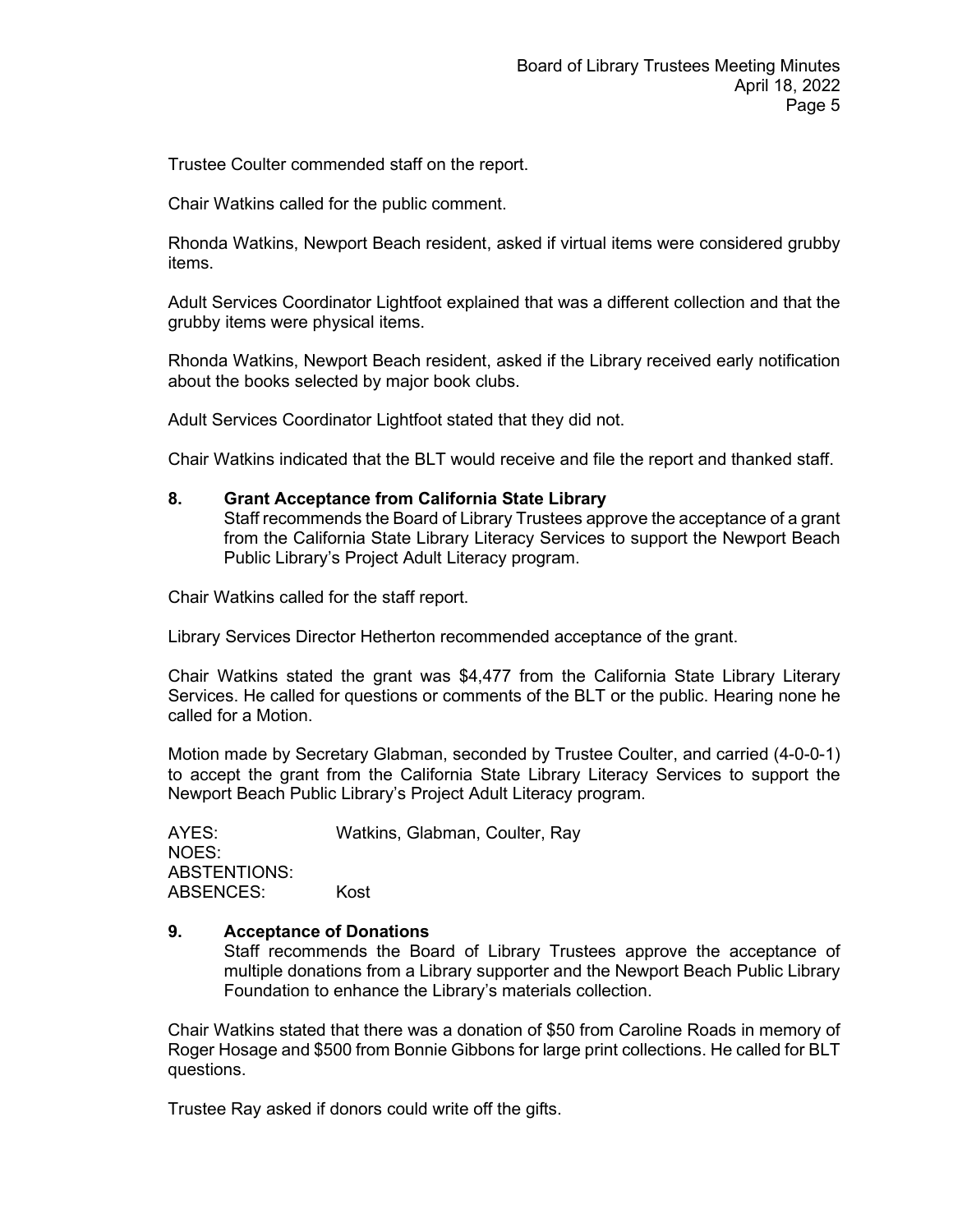Trustee Coulter commended staff on the report.

Chair Watkins called for the public comment.

Rhonda Watkins, Newport Beach resident, asked if virtual items were considered grubby items.

Adult Services Coordinator Lightfoot explained that was a different collection and that the grubby items were physical items.

Rhonda Watkins, Newport Beach resident, asked if the Library received early notification about the books selected by major book clubs.

Adult Services Coordinator Lightfoot stated that they did not.

Chair Watkins indicated that the BLT would receive and file the report and thanked staff.

**8. Grant Acceptance from California State Library**

Staff recommends the Board of Library Trustees approve the acceptance of a grant from the California State Library Literacy Services to support the Newport Beach Public Library's Project Adult Literacy program.

Chair Watkins called for the staff report.

Library Services Director Hetherton recommended acceptance of the grant.

Chair Watkins stated the grant was $4,477 from the California State Library Literary Services. He called for questions or comments of the BLT or the public. Hearing none he called for a Motion.

Motion made by Secretary Glabman, seconded by Trustee Coulter, and carried (4-0-0-1) to accept the grant from the California State Library Literacy Services to support the Newport Beach Public Library's Project Adult Literacy program.

AYES: Watkins, Glabman, Coulter, Ray
NOES:
ABSTENTIONS:
ABSENCES: Kost

**9. Acceptance of Donations**

Staff recommends the Board of Library Trustees approve the acceptance of multiple donations from a Library supporter and the Newport Beach Public Library Foundation to enhance the Library's materials collection.

Chair Watkins stated that there was a donation of $50 from Caroline Roads in memory of Roger Hosage and $500 from Bonnie Gibbons for large print collections. He called for BLT questions.

Trustee Ray asked if donors could write off the gifts.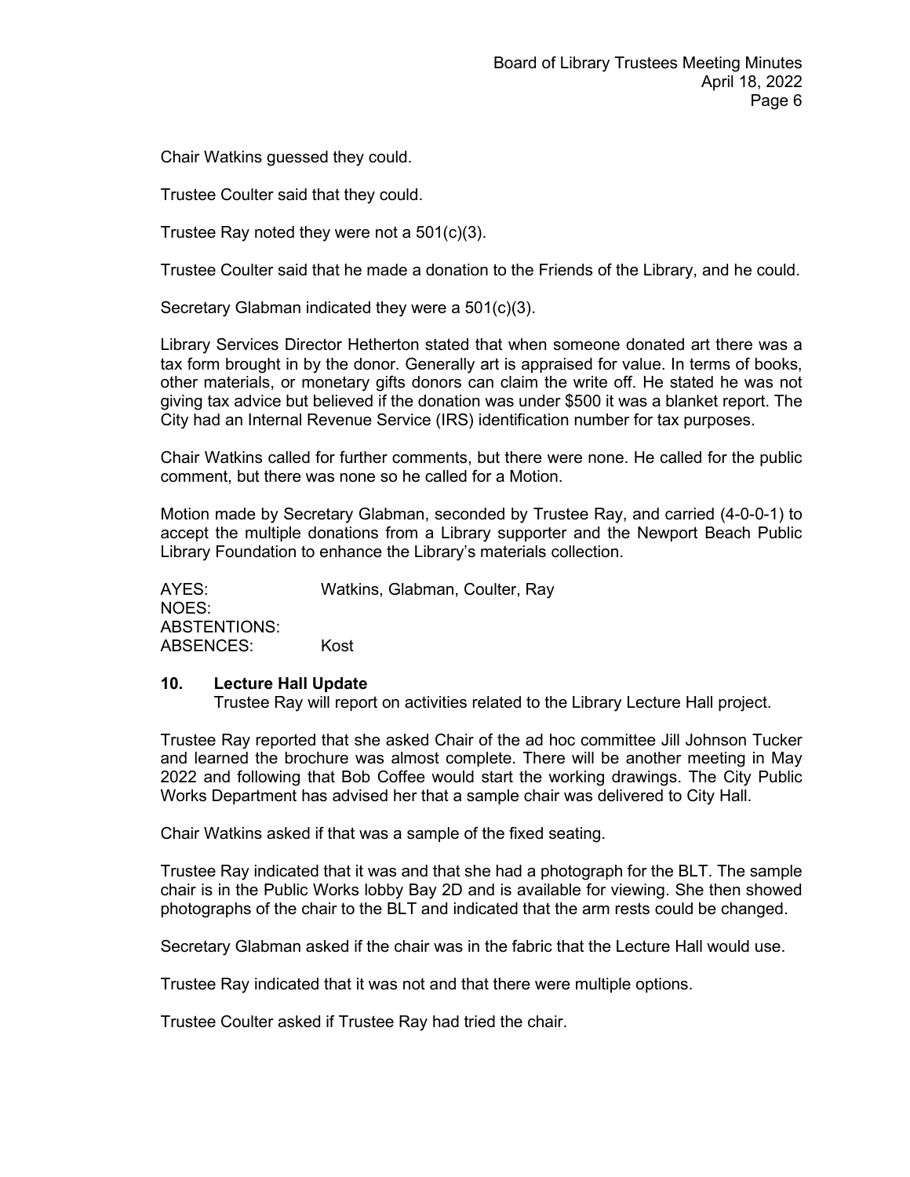Chair Watkins guessed they could.

Trustee Coulter said that they could.

Trustee Ray noted they were not a 501(c)(3).

Trustee Coulter said that he made a donation to the Friends of the Library, and he could.

Secretary Glabman indicated they were a 501(c)(3).

Library Services Director Hetherton stated that when someone donated art there was a tax form brought in by the donor. Generally art is appraised for value. In terms of books, other materials, or monetary gifts donors can claim the write off. He stated he was not giving tax advice but believed if the donation was under $500 it was a blanket report. The City had an Internal Revenue Service (IRS) identification number for tax purposes.

Chair Watkins called for further comments, but there were none. He called for the public comment, but there was none so he called for a Motion.

Motion made by Secretary Glabman, seconded by Trustee Ray, and carried (4-0-0-1) to accept the multiple donations from a Library supporter and the Newport Beach Public Library Foundation to enhance the Library's materials collection.

AYES: Watkins, Glabman, Coulter, Ray
NOES:
ABSTENTIONS:
ABSENCES: Kost

**10. Lecture Hall Update**

Trustee Ray will report on activities related to the Library Lecture Hall project.

Trustee Ray reported that she asked Chair of the ad hoc committee Jill Johnson Tucker and learned the brochure was almost complete. There will be another meeting in May 2022 and following that Bob Coffee would start the working drawings. The City Public Works Department has advised her that a sample chair was delivered to City Hall.

Chair Watkins asked if that was a sample of the fixed seating.

Trustee Ray indicated that it was and that she had a photograph for the BLT. The sample chair is in the Public Works lobby Bay 2D and is available for viewing. She then showed photographs of the chair to the BLT and indicated that the arm rests could be changed.

Secretary Glabman asked if the chair was in the fabric that the Lecture Hall would use.

Trustee Ray indicated that it was not and that there were multiple options.

Trustee Coulter asked if Trustee Ray had tried the chair.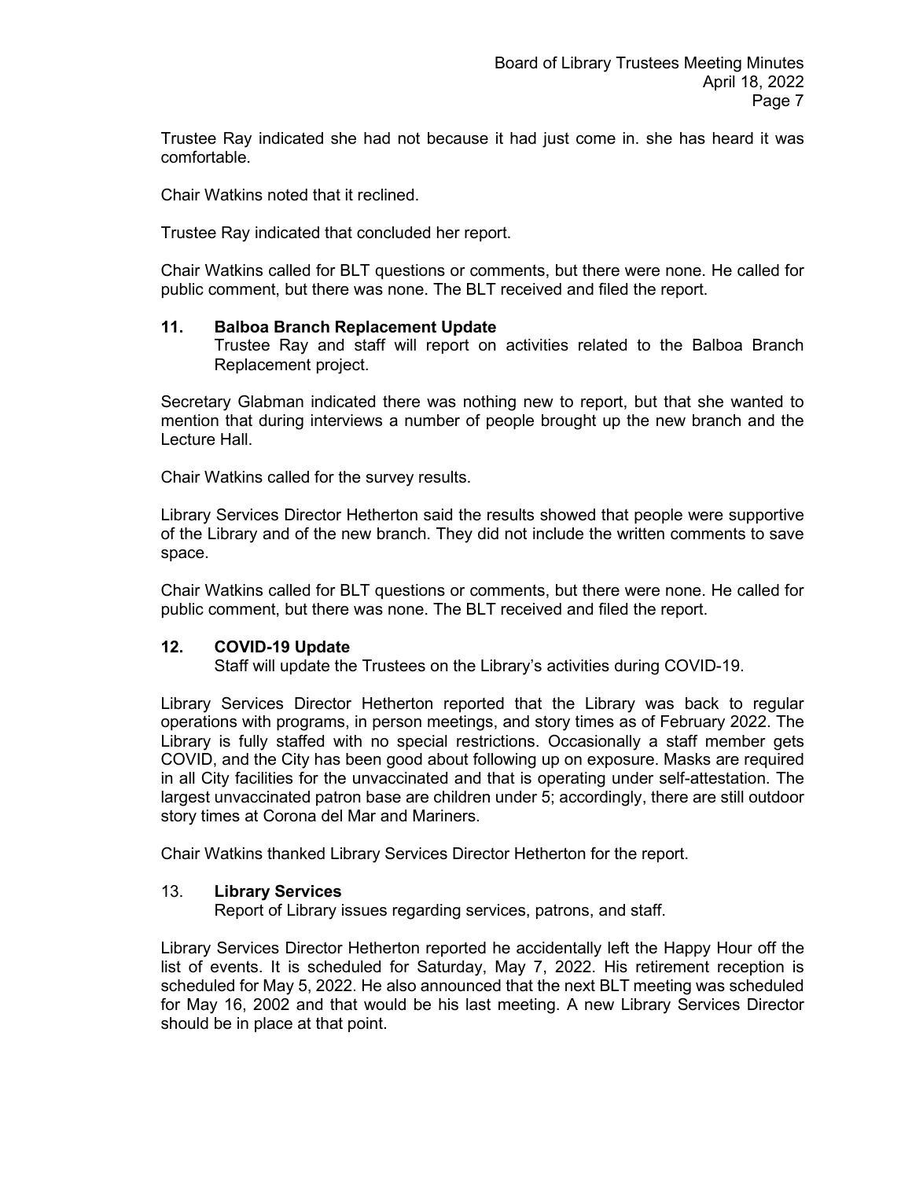Trustee Ray indicated she had not because it had just come in. she has heard it was comfortable.

Chair Watkins noted that it reclined.

Trustee Ray indicated that concluded her report.

Chair Watkins called for BLT questions or comments, but there were none. He called for public comment, but there was none. The BLT received and filed the report.

**11. Balboa Branch Replacement Update**

Trustee Ray and staff will report on activities related to the Balboa Branch Replacement project.

Secretary Glabman indicated there was nothing new to report, but that she wanted to mention that during interviews a number of people brought up the new branch and the Lecture Hall.

Chair Watkins called for the survey results.

Library Services Director Hetherton said the results showed that people were supportive of the Library and of the new branch. They did not include the written comments to save space.

Chair Watkins called for BLT questions or comments, but there were none. He called for public comment, but there was none. The BLT received and filed the report.

**12. COVID-19 Update**

Staff will update the Trustees on the Library's activities during COVID-19.

Library Services Director Hetherton reported that the Library was back to regular operations with programs, in person meetings, and story times as of February 2022. The Library is fully staffed with no special restrictions. Occasionally a staff member gets COVID, and the City has been good about following up on exposure. Masks are required in all City facilities for the unvaccinated and that is operating under self-attestation. The largest unvaccinated patron base are children under 5; accordingly, there are still outdoor story times at Corona del Mar and Mariners.

Chair Watkins thanked Library Services Director Hetherton for the report.

13. **Library Services**

Report of Library issues regarding services, patrons, and staff.

Library Services Director Hetherton reported he accidentally left the Happy Hour off the list of events. It is scheduled for Saturday, May 7, 2022. His retirement reception is scheduled for May 5, 2022. He also announced that the next BLT meeting was scheduled for May 16, 2002 and that would be his last meeting. A new Library Services Director should be in place at that point.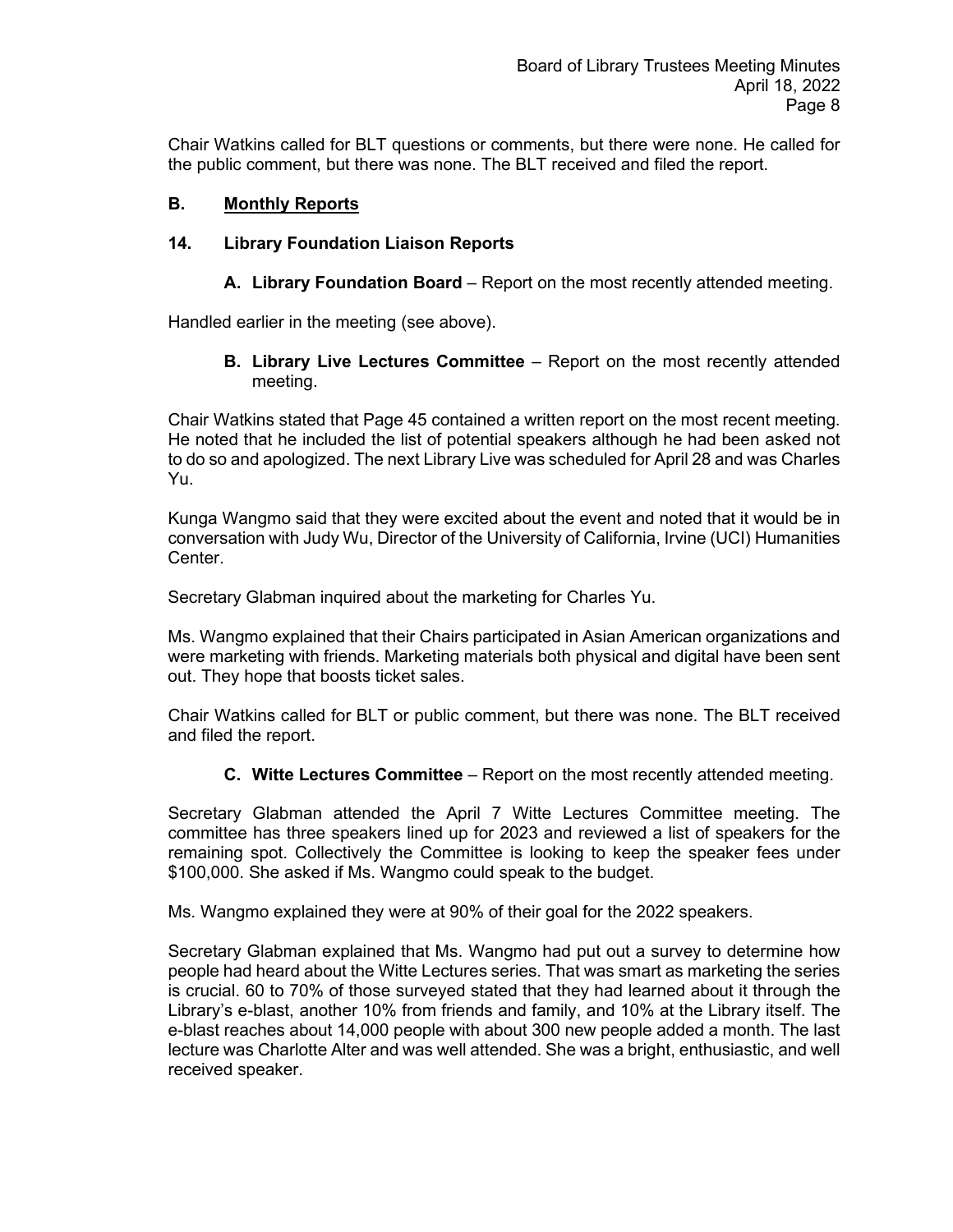Chair Watkins called for BLT questions or comments, but there were none. He called for the public comment, but there was none. The BLT received and filed the report.

## B. Monthly Reports

### 14. Library Foundation Liaison Reports

**A. Library Foundation Board** – Report on the most recently attended meeting.

Handled earlier in the meeting (see above).

**B. Library Live Lectures Committee** – Report on the most recently attended meeting.

Chair Watkins stated that Page 45 contained a written report on the most recent meeting. He noted that he included the list of potential speakers although he had been asked not to do so and apologized. The next Library Live was scheduled for April 28 and was Charles Yu.

Kunga Wangmo said that they were excited about the event and noted that it would be in conversation with Judy Wu, Director of the University of California, Irvine (UCI) Humanities Center.

Secretary Glabman inquired about the marketing for Charles Yu.

Ms. Wangmo explained that their Chairs participated in Asian American organizations and were marketing with friends. Marketing materials both physical and digital have been sent out. They hope that boosts ticket sales.

Chair Watkins called for BLT or public comment, but there was none. The BLT received and filed the report.

**C. Witte Lectures Committee** – Report on the most recently attended meeting.

Secretary Glabman attended the April 7 Witte Lectures Committee meeting. The committee has three speakers lined up for 2023 and reviewed a list of speakers for the remaining spot. Collectively the Committee is looking to keep the speaker fees under $100,000. She asked if Ms. Wangmo could speak to the budget.

Ms. Wangmo explained they were at 90% of their goal for the 2022 speakers.

Secretary Glabman explained that Ms. Wangmo had put out a survey to determine how people had heard about the Witte Lectures series. That was smart as marketing the series is crucial. 60 to 70% of those surveyed stated that they had learned about it through the Library's e-blast, another 10% from friends and family, and 10% at the Library itself. The e-blast reaches about 14,000 people with about 300 new people added a month. The last lecture was Charlotte Alter and was well attended. She was a bright, enthusiastic, and well received speaker.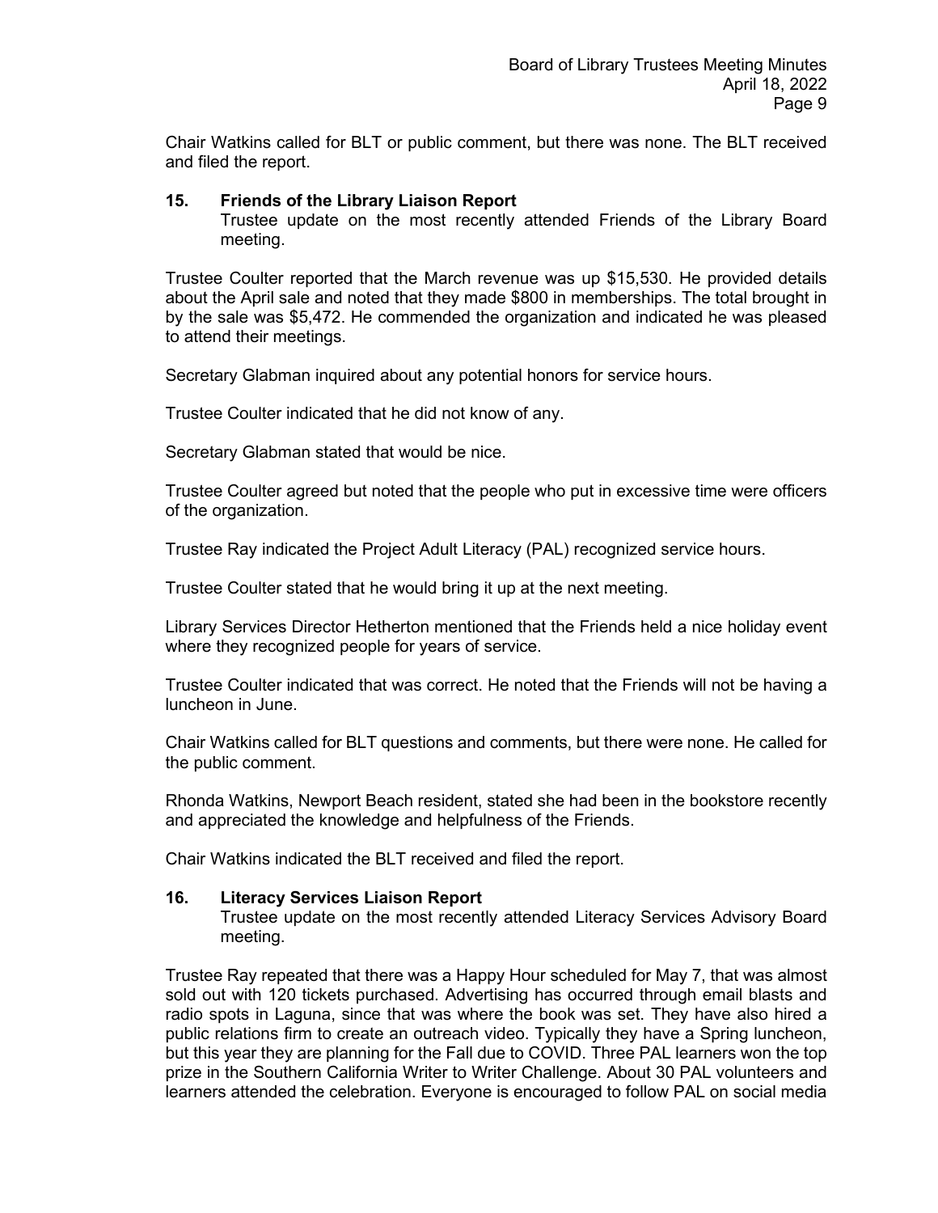Chair Watkins called for BLT or public comment, but there was none. The BLT received and filed the report.

**15. Friends of the Library Liaison Report**

Trustee update on the most recently attended Friends of the Library Board meeting.

Trustee Coulter reported that the March revenue was up $15,530. He provided details about the April sale and noted that they made $800 in memberships. The total brought in by the sale was $5,472. He commended the organization and indicated he was pleased to attend their meetings.

Secretary Glabman inquired about any potential honors for service hours.

Trustee Coulter indicated that he did not know of any.

Secretary Glabman stated that would be nice.

Trustee Coulter agreed but noted that the people who put in excessive time were officers of the organization.

Trustee Ray indicated the Project Adult Literacy (PAL) recognized service hours.

Trustee Coulter stated that he would bring it up at the next meeting.

Library Services Director Hetherton mentioned that the Friends held a nice holiday event where they recognized people for years of service.

Trustee Coulter indicated that was correct. He noted that the Friends will not be having a luncheon in June.

Chair Watkins called for BLT questions and comments, but there were none. He called for the public comment.

Rhonda Watkins, Newport Beach resident, stated she had been in the bookstore recently and appreciated the knowledge and helpfulness of the Friends.

Chair Watkins indicated the BLT received and filed the report.

**16. Literacy Services Liaison Report**

Trustee update on the most recently attended Literacy Services Advisory Board meeting.

Trustee Ray repeated that there was a Happy Hour scheduled for May 7, that was almost sold out with 120 tickets purchased. Advertising has occurred through email blasts and radio spots in Laguna, since that was where the book was set. They have also hired a public relations firm to create an outreach video. Typically they have a Spring luncheon, but this year they are planning for the Fall due to COVID. Three PAL learners won the top prize in the Southern California Writer to Writer Challenge. About 30 PAL volunteers and learners attended the celebration. Everyone is encouraged to follow PAL on social media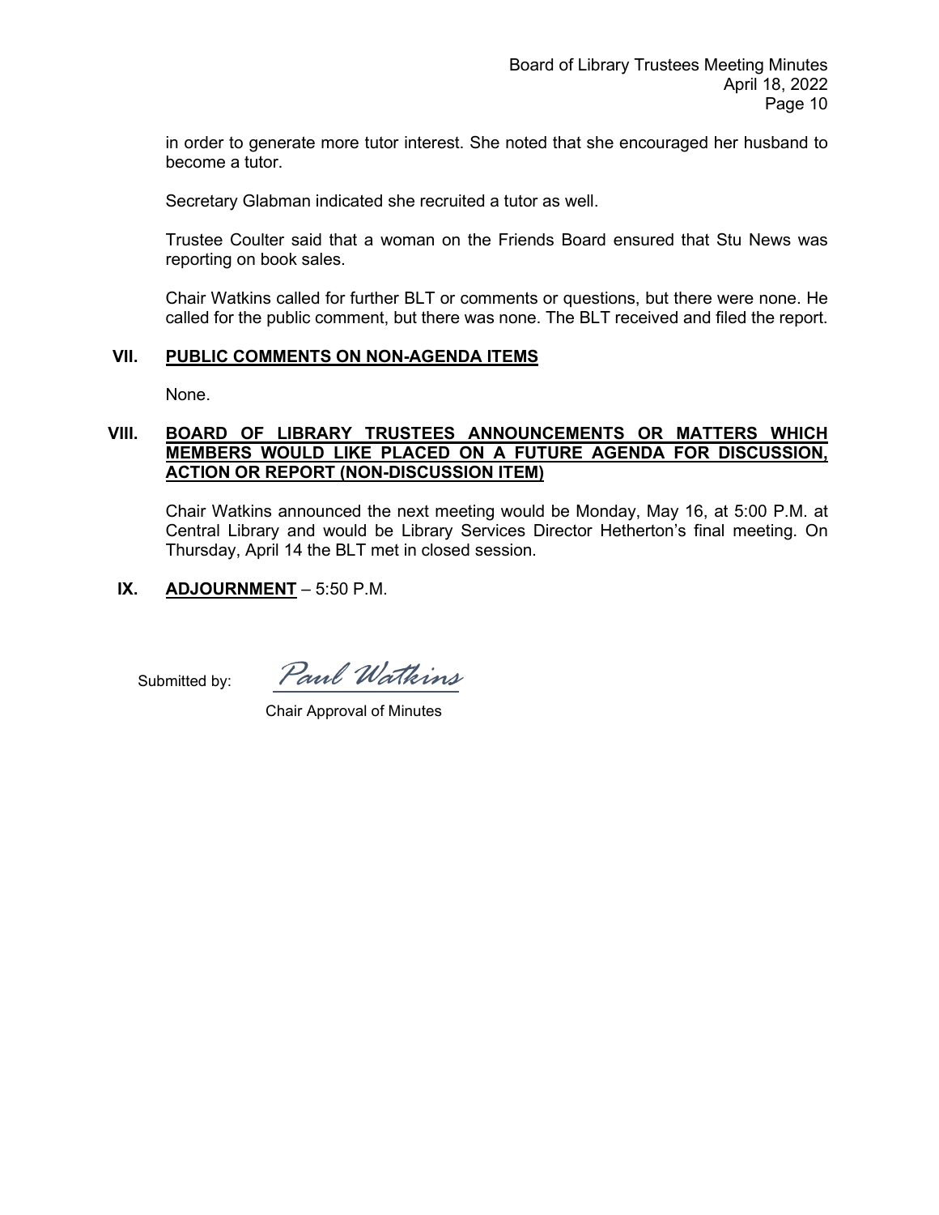in order to generate more tutor interest. She noted that she encouraged her husband to become a tutor.

Secretary Glabman indicated she recruited a tutor as well.

Trustee Coulter said that a woman on the Friends Board ensured that Stu News was reporting on book sales.

Chair Watkins called for further BLT or comments or questions, but there were none. He called for the public comment, but there was none. The BLT received and filed the report.

## VII. PUBLIC COMMENTS ON NON-AGENDA ITEMS

None.

## VIII. BOARD OF LIBRARY TRUSTEES ANNOUNCEMENTS OR MATTERS WHICH MEMBERS WOULD LIKE PLACED ON A FUTURE AGENDA FOR DISCUSSION, ACTION OR REPORT (NON-DISCUSSION ITEM)

Chair Watkins announced the next meeting would be Monday, May 16, at 5:00 P.M. at Central Library and would be Library Services Director Hetherton's final meeting. On Thursday, April 14 the BLT met in closed session.

## IX. ADJOURNMENT – 5:50 P.M.

Submitted by: *Paul Watkins*

Chair Approval of Minutes